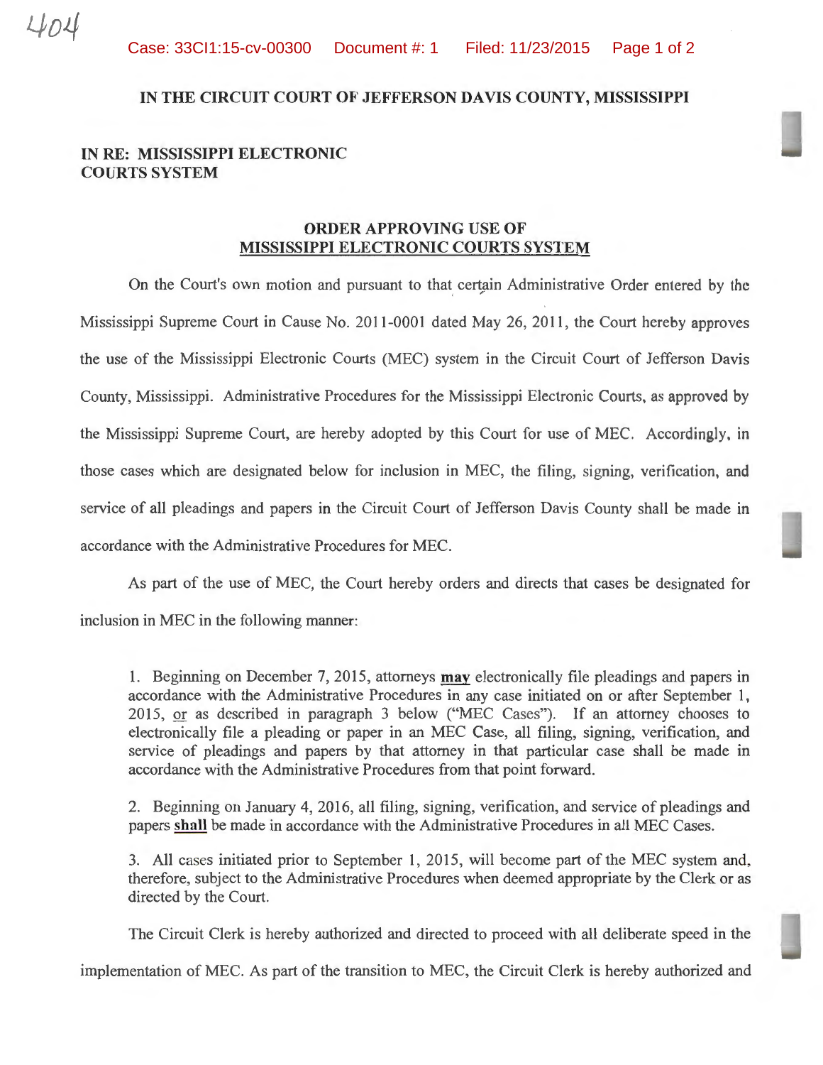404

**IN THE CIRCUIT COURT OF JEFFERSON DAVIS COUNTY, MISSISSIPPI**

**IN RE: MISSISSIPPI ELECTRONIC COURTS SYSTEM**

**ORDER APPROVING USE OF MISSISSIPPI ELECTRONIC COURTS SYSTEM**

On the Court's own motion and pursuant to that certain Administrative Order entered by the Mississippi Supreme Court in Cause No. 2011-0001 dated May 26, 2011, the Court hereby approves the use of the Mississippi Electronic Courts (MEC) system in the Circuit Court of Jefferson Davis County, Mississippi. Administrative Procedures for the Mississippi Electronic Courts, as approved by the Mississippi Supreme Court, are hereby adopted by this Court for use of MEC. Accordingly, in those cases which are designated below for inclusion in MEC, the filing, signing, verification, and service of all pleadings and papers in the Circuit Court of Jefferson Davis County shall be made in accordance with the Administrative Procedures for MEC.

As part of the use of MEC, the Court hereby orders and directs that cases be designated for inclusion in MEC in the following manner:

1. Beginning on December 7, 2015, attorneys **may** electronically file pleadings and papers in accordance with the Administrative Procedures in any case initiated on or after September 1, 2015, or as described in paragraph 3 below ("MEC Cases"). If an attorney chooses to electronically file a pleading or paper in an MEC Case, all filing, signing, verification, and service of pleadings and papers by that attorney in that particular case shall be made in accordance with the Administrative Procedures from that point forward.

2. Beginning on January 4, 2016, all filing, signing, verification, and service of pleadings and papers **shall** be made in accordance with the Administrative Procedures in all MEC Cases.

3. All cases initiated prior to September 1, 2015, will become part of the MEC system and, therefore, subject to the Administrative Procedures when deemed appropriate by the Clerk or as directed by the Court.

The Circuit Clerk is hereby authorized and directed to proceed with all deliberate speed in the implementation of MEC. As part of the transition to MEC, the Circuit Clerk is hereby authorized and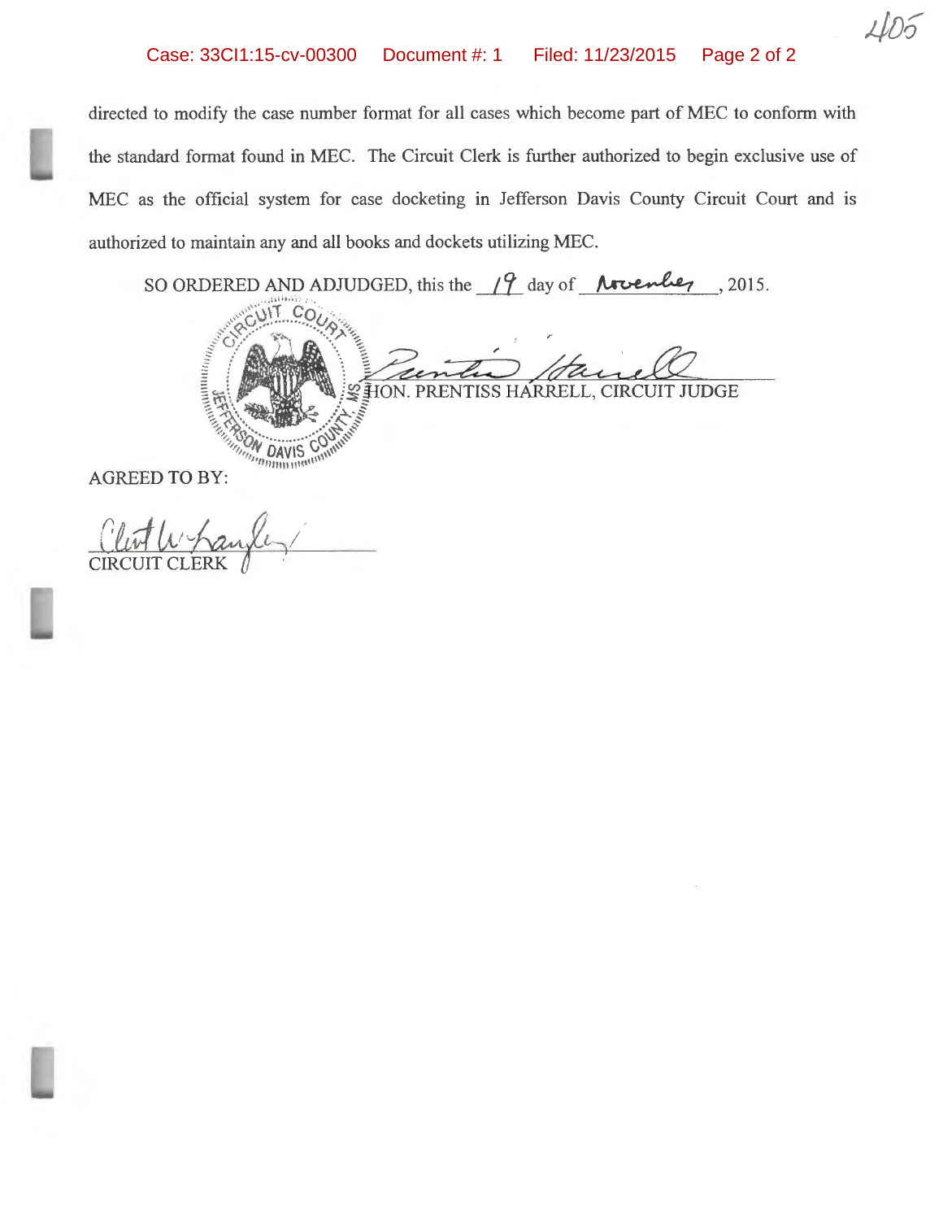directed to modify the case number format for all cases which become part of MEC to conform with the standard format found in MEC. The Circuit Clerk is further authorized to begin exclusive use of MEC as the official system for case docketing in Jefferson Davis County Circuit Court and is authorized to maintain any and all books and dockets utilizing MEC.

SO ORDERED AND ADJUDGED, this the 19 day of November, 2015.

HON. PRENTISS HARRELL, CIRCUIT JUDGE

AGREED TO BY:

CIRCUIT CLERK